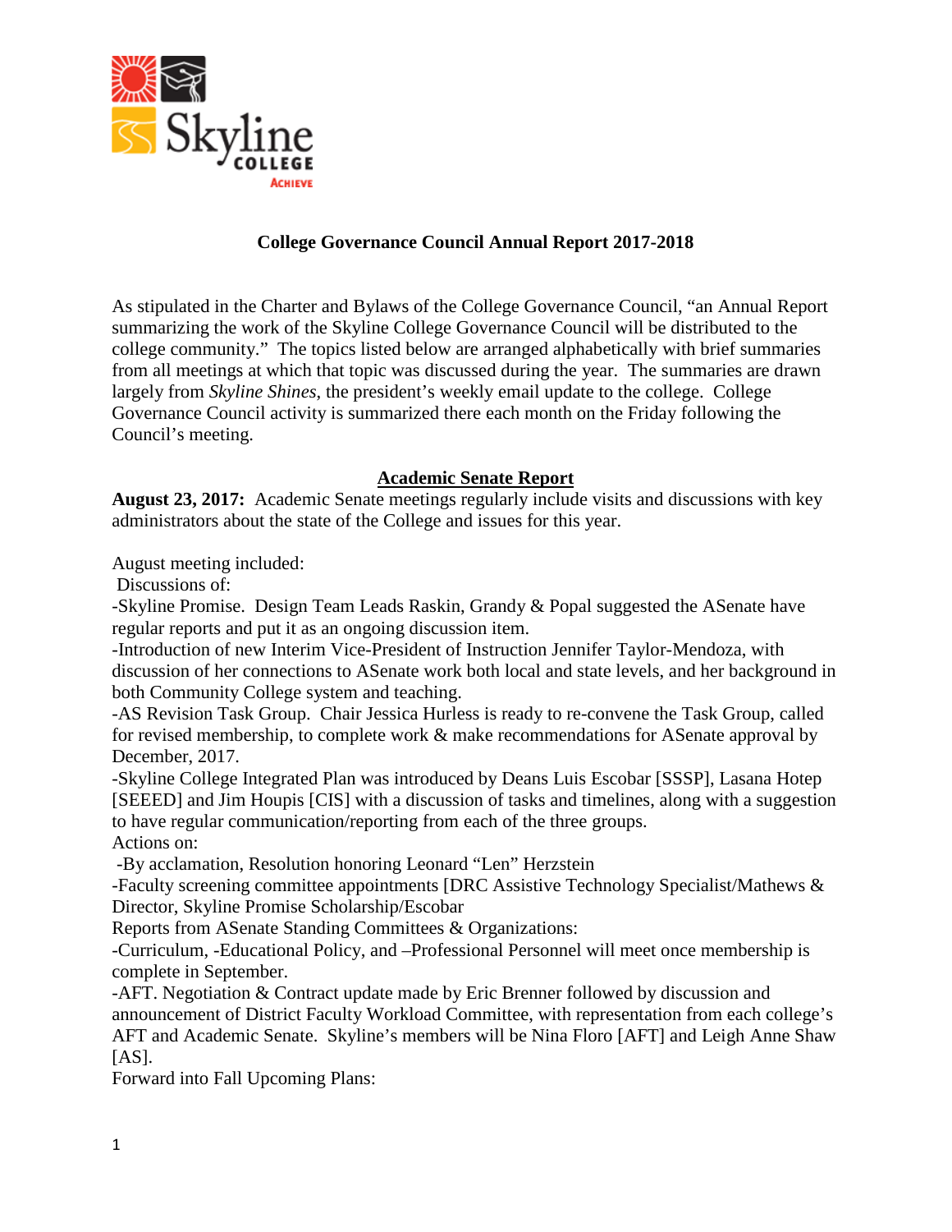# College Governance Council Annual Report 2017-2018

As stipulated in the Charter and Bylaws of the College Governance Council, "an Annual Report summarizing the work of the Skyline College Governance Council will be distributed to the college community." The topics listed below are arranged alphabetically with brief summaries from all meetings at which that topic was discussed during the year. The summaries are drawn largely from *Skyline Shines*, the president's weekly email update to the college. College Governance Council activity is summarized there each month on the Friday following the Council's meeting.

## Academic Senate Report

**August 23, 2017:** Academic Senate meetings regularly include visits and discussions with key administrators about the state of the College and issues for this year.

August meeting included:

Discussions of:

-Skyline Promise. Design Team Leads Raskin, Grandy & Popal suggested the ASenate have regular reports and put it as an ongoing discussion item.

-Introduction of new Interim Vice-President of Instruction Jennifer Taylor-Mendoza, with discussion of her connections to ASenate work both local and state levels, and her background in both Community College system and teaching.

-AS Revision Task Group. Chair Jessica Hurless is ready to re-convene the Task Group, called for revised membership, to complete work & make recommendations for ASenate approval by December, 2017.

-Skyline College Integrated Plan was introduced by Deans Luis Escobar [SSSP], Lasana Hotep [SEEED] and Jim Houpis [CIS] with a discussion of tasks and timelines, along with a suggestion to have regular communication/reporting from each of the three groups.

Actions on:

-By acclamation, Resolution honoring Leonard "Len" Herzstein

-Faculty screening committee appointments [DRC Assistive Technology Specialist/Mathews & Director, Skyline Promise Scholarship/Escobar

Reports from ASenate Standing Committees & Organizations:

-Curriculum, -Educational Policy, and –Professional Personnel will meet once membership is complete in September.

-AFT. Negotiation & Contract update made by Eric Brenner followed by discussion and announcement of District Faculty Workload Committee, with representation from each college's AFT and Academic Senate. Skyline's members will be Nina Floro [AFT] and Leigh Anne Shaw [AS].

Forward into Fall Upcoming Plans: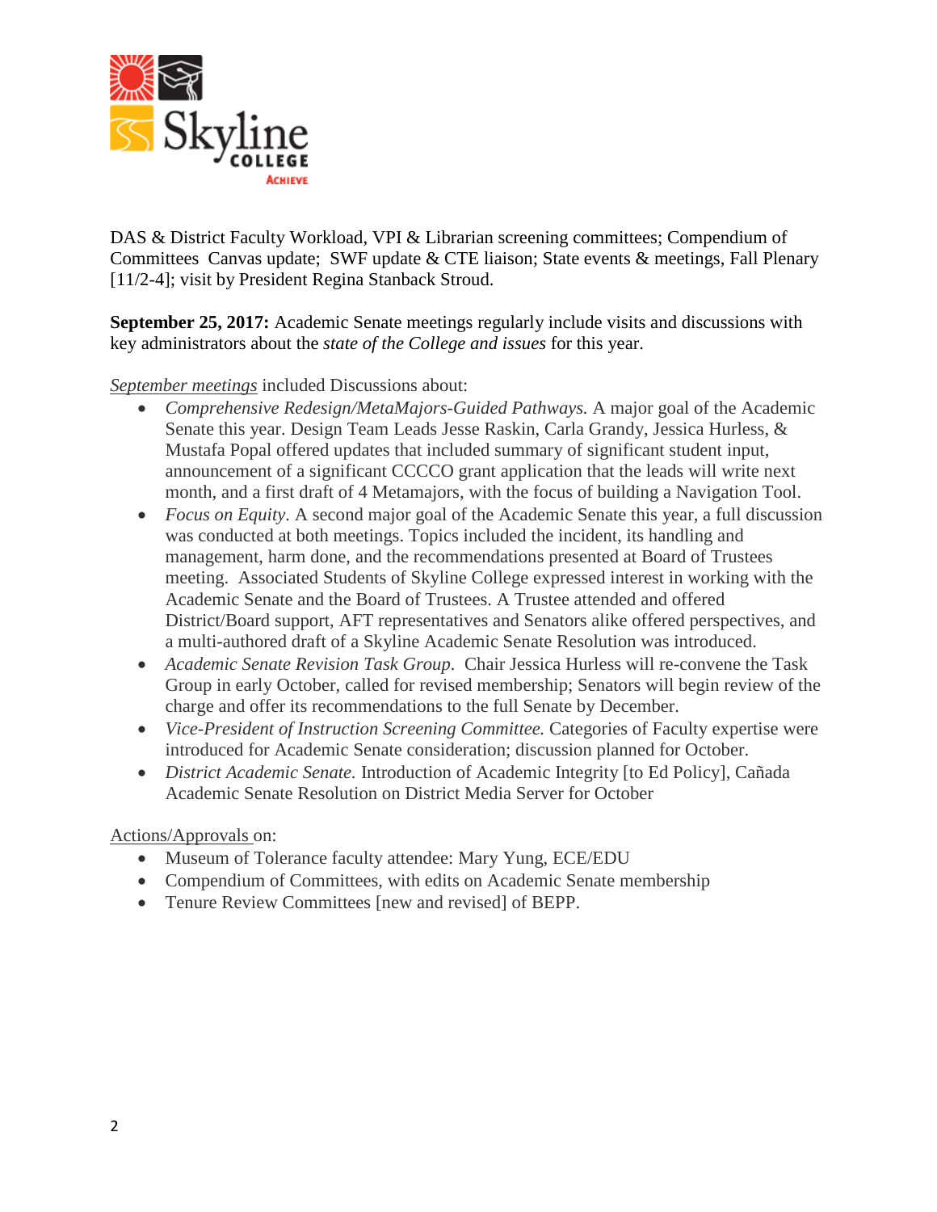DAS & District Faculty Workload, VPI & Librarian screening committees; Compendium of Committees Canvas update; SWF update & CTE liaison; State events & meetings, Fall Plenary [11/2-4]; visit by President Regina Stanback Stroud.

**September 25, 2017:** Academic Senate meetings regularly include visits and discussions with key administrators about the *state of the College and issues* for this year.

*September meetings* included Discussions about:

- *Comprehensive Redesign/MetaMajors-Guided Pathways.* A major goal of the Academic Senate this year. Design Team Leads Jesse Raskin, Carla Grandy, Jessica Hurless, & Mustafa Popal offered updates that included summary of significant student input, announcement of a significant CCCCO grant application that the leads will write next month, and a first draft of 4 Metamajors, with the focus of building a Navigation Tool.
- *Focus on Equity*. A second major goal of the Academic Senate this year, a full discussion was conducted at both meetings. Topics included the incident, its handling and management, harm done, and the recommendations presented at Board of Trustees meeting. Associated Students of Skyline College expressed interest in working with the Academic Senate and the Board of Trustees. A Trustee attended and offered District/Board support, AFT representatives and Senators alike offered perspectives, and a multi-authored draft of a Skyline Academic Senate Resolution was introduced.
- *Academic Senate Revision Task Group*. Chair Jessica Hurless will re-convene the Task Group in early October, called for revised membership; Senators will begin review of the charge and offer its recommendations to the full Senate by December.
- *Vice-President of Instruction Screening Committee.* Categories of Faculty expertise were introduced for Academic Senate consideration; discussion planned for October.
- *District Academic Senate.* Introduction of Academic Integrity [to Ed Policy], Cañada Academic Senate Resolution on District Media Server for October

Actions/Approvals on:

- Museum of Tolerance faculty attendee: Mary Yung, ECE/EDU
- Compendium of Committees, with edits on Academic Senate membership
- Tenure Review Committees [new and revised] of BEPP.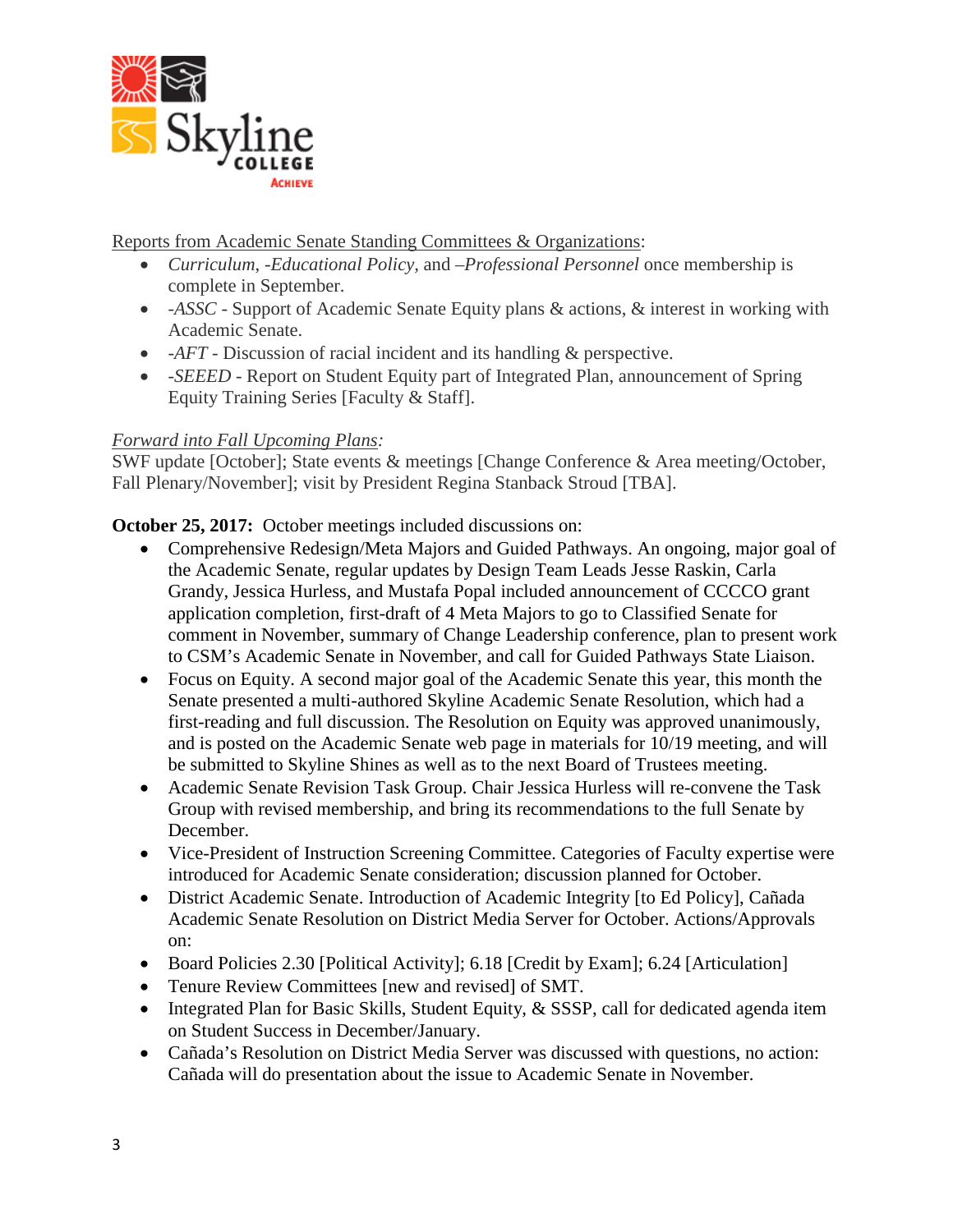Reports from Academic Senate Standing Committees & Organizations:

- *Curriculum*, -*Educational Policy,* and –*Professional Personnel* once membership is complete in September.
- -*ASSC* - Support of Academic Senate Equity plans & actions, & interest in working with Academic Senate.
- -*AFT* - Discussion of racial incident and its handling & perspective.
- -*SEEED* - Report on Student Equity part of Integrated Plan, announcement of Spring Equity Training Series [Faculty & Staff].

*Forward into Fall Upcoming Plans:*
SWF update [October]; State events & meetings [Change Conference & Area meeting/October, Fall Plenary/November]; visit by President Regina Stanback Stroud [TBA].

**October 25, 2017:** October meetings included discussions on:

- Comprehensive Redesign/Meta Majors and Guided Pathways. An ongoing, major goal of the Academic Senate, regular updates by Design Team Leads Jesse Raskin, Carla Grandy, Jessica Hurless, and Mustafa Popal included announcement of CCCCO grant application completion, first-draft of 4 Meta Majors to go to Classified Senate for comment in November, summary of Change Leadership conference, plan to present work to CSM's Academic Senate in November, and call for Guided Pathways State Liaison.
- Focus on Equity. A second major goal of the Academic Senate this year, this month the Senate presented a multi-authored Skyline Academic Senate Resolution, which had a first-reading and full discussion. The Resolution on Equity was approved unanimously, and is posted on the Academic Senate web page in materials for 10/19 meeting, and will be submitted to Skyline Shines as well as to the next Board of Trustees meeting.
- Academic Senate Revision Task Group. Chair Jessica Hurless will re-convene the Task Group with revised membership, and bring its recommendations to the full Senate by December.
- Vice-President of Instruction Screening Committee. Categories of Faculty expertise were introduced for Academic Senate consideration; discussion planned for October.
- District Academic Senate. Introduction of Academic Integrity [to Ed Policy], Cañada Academic Senate Resolution on District Media Server for October. Actions/Approvals on:
- Board Policies 2.30 [Political Activity]; 6.18 [Credit by Exam]; 6.24 [Articulation]
- Tenure Review Committees [new and revised] of SMT.
- Integrated Plan for Basic Skills, Student Equity, & SSSP, call for dedicated agenda item on Student Success in December/January.
- Cañada's Resolution on District Media Server was discussed with questions, no action: Cañada will do presentation about the issue to Academic Senate in November.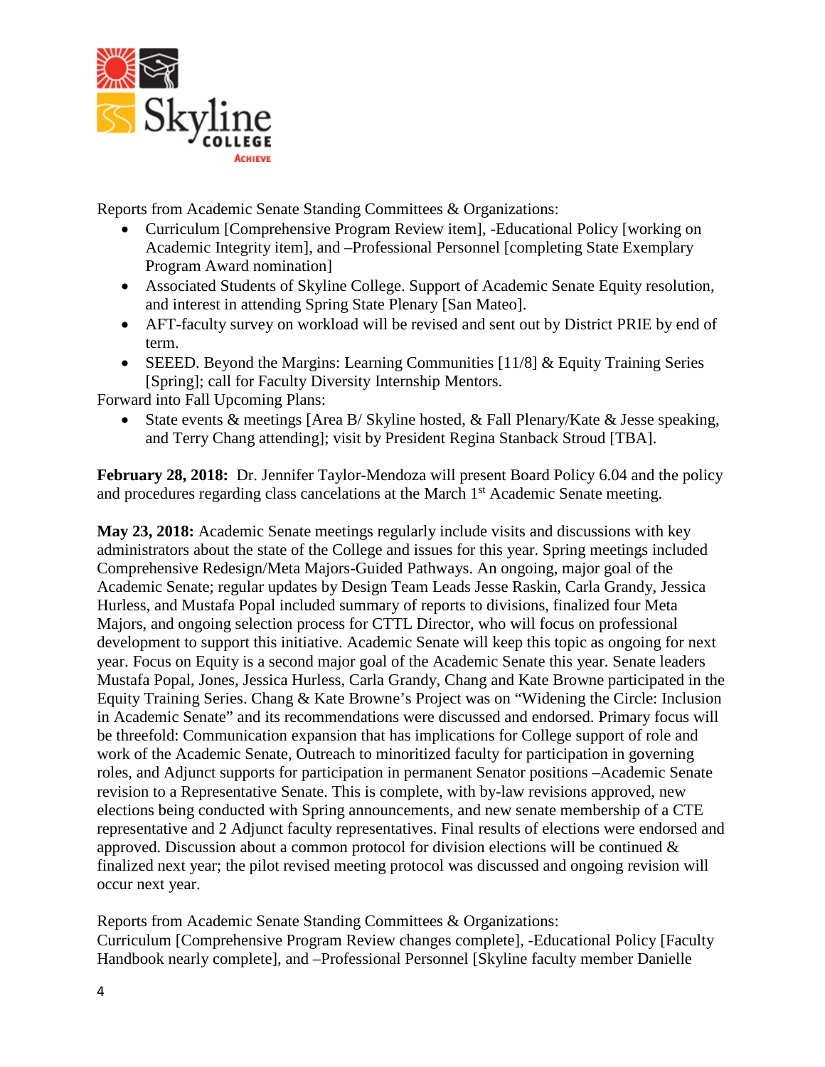Reports from Academic Senate Standing Committees & Organizations:

- Curriculum [Comprehensive Program Review item], -Educational Policy [working on Academic Integrity item], and –Professional Personnel [completing State Exemplary Program Award nomination]
- Associated Students of Skyline College. Support of Academic Senate Equity resolution, and interest in attending Spring State Plenary [San Mateo].
- AFT-faculty survey on workload will be revised and sent out by District PRIE by end of term.
- SEEED. Beyond the Margins: Learning Communities [11/8] & Equity Training Series [Spring]; call for Faculty Diversity Internship Mentors.

Forward into Fall Upcoming Plans:

- State events & meetings [Area B/ Skyline hosted, & Fall Plenary/Kate & Jesse speaking, and Terry Chang attending]; visit by President Regina Stanback Stroud [TBA].

**February 28, 2018:** Dr. Jennifer Taylor-Mendoza will present Board Policy 6.04 and the policy and procedures regarding class cancelations at the March 1st Academic Senate meeting.

**May 23, 2018:** Academic Senate meetings regularly include visits and discussions with key administrators about the state of the College and issues for this year. Spring meetings included Comprehensive Redesign/Meta Majors-Guided Pathways. An ongoing, major goal of the Academic Senate; regular updates by Design Team Leads Jesse Raskin, Carla Grandy, Jessica Hurless, and Mustafa Popal included summary of reports to divisions, finalized four Meta Majors, and ongoing selection process for CTTL Director, who will focus on professional development to support this initiative. Academic Senate will keep this topic as ongoing for next year. Focus on Equity is a second major goal of the Academic Senate this year. Senate leaders Mustafa Popal, Jones, Jessica Hurless, Carla Grandy, Chang and Kate Browne participated in the Equity Training Series. Chang & Kate Browne's Project was on "Widening the Circle: Inclusion in Academic Senate" and its recommendations were discussed and endorsed. Primary focus will be threefold: Communication expansion that has implications for College support of role and work of the Academic Senate, Outreach to minoritized faculty for participation in governing roles, and Adjunct supports for participation in permanent Senator positions –Academic Senate revision to a Representative Senate. This is complete, with by-law revisions approved, new elections being conducted with Spring announcements, and new senate membership of a CTE representative and 2 Adjunct faculty representatives. Final results of elections were endorsed and approved. Discussion about a common protocol for division elections will be continued & finalized next year; the pilot revised meeting protocol was discussed and ongoing revision will occur next year.

Reports from Academic Senate Standing Committees & Organizations:
Curriculum [Comprehensive Program Review changes complete], -Educational Policy [Faculty Handbook nearly complete], and –Professional Personnel [Skyline faculty member Danielle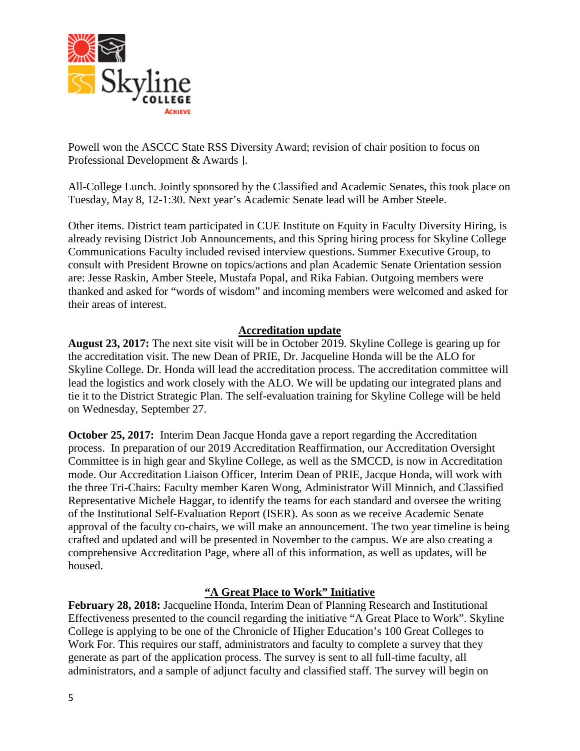Powell won the ASCCC State RSS Diversity Award; revision of chair position to focus on Professional Development & Awards ].

All-College Lunch. Jointly sponsored by the Classified and Academic Senates, this took place on Tuesday, May 8, 12-1:30. Next year's Academic Senate lead will be Amber Steele.

Other items. District team participated in CUE Institute on Equity in Faculty Diversity Hiring, is already revising District Job Announcements, and this Spring hiring process for Skyline College Communications Faculty included revised interview questions. Summer Executive Group, to consult with President Browne on topics/actions and plan Academic Senate Orientation session are: Jesse Raskin, Amber Steele, Mustafa Popal, and Rika Fabian. Outgoing members were thanked and asked for "words of wisdom" and incoming members were welcomed and asked for their areas of interest.

## Accreditation update

**August 23, 2017:** The next site visit will be in October 2019. Skyline College is gearing up for the accreditation visit. The new Dean of PRIE, Dr. Jacqueline Honda will be the ALO for Skyline College. Dr. Honda will lead the accreditation process. The accreditation committee will lead the logistics and work closely with the ALO. We will be updating our integrated plans and tie it to the District Strategic Plan. The self-evaluation training for Skyline College will be held on Wednesday, September 27.

**October 25, 2017:** Interim Dean Jacque Honda gave a report regarding the Accreditation process. In preparation of our 2019 Accreditation Reaffirmation, our Accreditation Oversight Committee is in high gear and Skyline College, as well as the SMCCD, is now in Accreditation mode. Our Accreditation Liaison Officer, Interim Dean of PRIE, Jacque Honda, will work with the three Tri-Chairs: Faculty member Karen Wong, Administrator Will Minnich, and Classified Representative Michele Haggar, to identify the teams for each standard and oversee the writing of the Institutional Self-Evaluation Report (ISER). As soon as we receive Academic Senate approval of the faculty co-chairs, we will make an announcement. The two year timeline is being crafted and updated and will be presented in November to the campus. We are also creating a comprehensive Accreditation Page, where all of this information, as well as updates, will be housed.

## "A Great Place to Work" Initiative

**February 28, 2018:** Jacqueline Honda, Interim Dean of Planning Research and Institutional Effectiveness presented to the council regarding the initiative "A Great Place to Work". Skyline College is applying to be one of the Chronicle of Higher Education's 100 Great Colleges to Work For. This requires our staff, administrators and faculty to complete a survey that they generate as part of the application process. The survey is sent to all full-time faculty, all administrators, and a sample of adjunct faculty and classified staff. The survey will begin on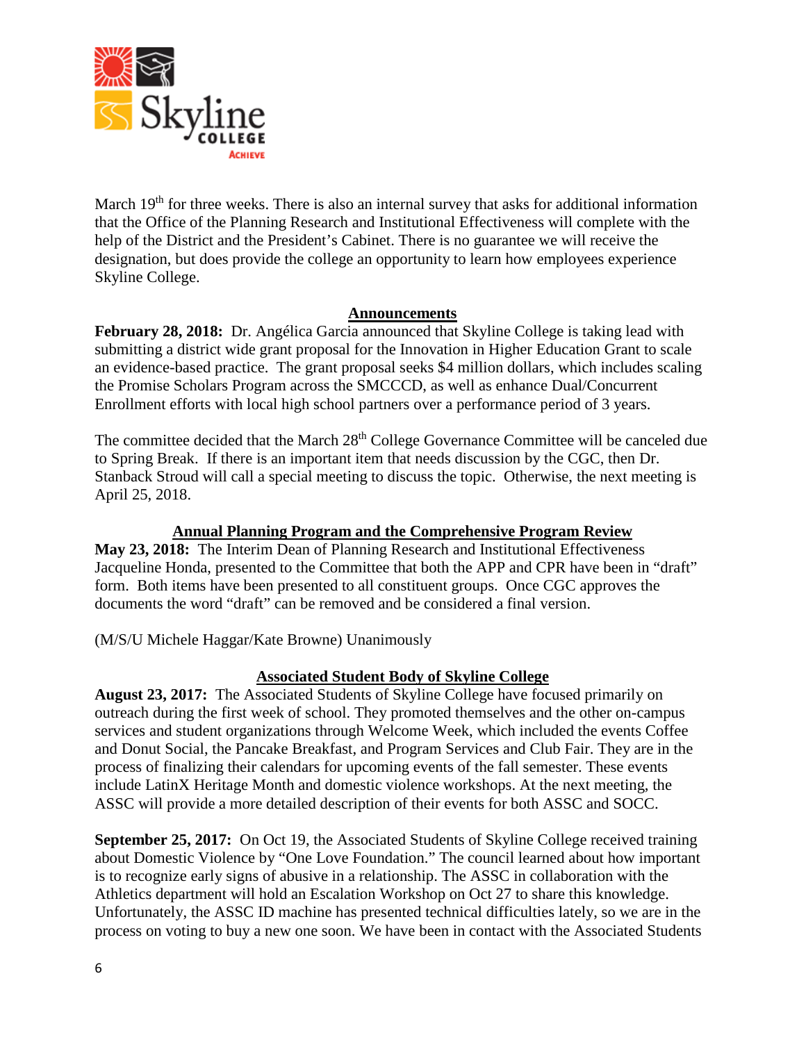March 19th for three weeks. There is also an internal survey that asks for additional information that the Office of the Planning Research and Institutional Effectiveness will complete with the help of the District and the President's Cabinet. There is no guarantee we will receive the designation, but does provide the college an opportunity to learn how employees experience Skyline College.

## Announcements

**February 28, 2018:** Dr. Angélica Garcia announced that Skyline College is taking lead with submitting a district wide grant proposal for the Innovation in Higher Education Grant to scale an evidence-based practice. The grant proposal seeks $4 million dollars, which includes scaling the Promise Scholars Program across the SMCCCD, as well as enhance Dual/Concurrent Enrollment efforts with local high school partners over a performance period of 3 years.

The committee decided that the March 28th College Governance Committee will be canceled due to Spring Break. If there is an important item that needs discussion by the CGC, then Dr. Stanback Stroud will call a special meeting to discuss the topic. Otherwise, the next meeting is April 25, 2018.

## Annual Planning Program and the Comprehensive Program Review

**May 23, 2018:** The Interim Dean of Planning Research and Institutional Effectiveness Jacqueline Honda, presented to the Committee that both the APP and CPR have been in "draft" form. Both items have been presented to all constituent groups. Once CGC approves the documents the word "draft" can be removed and be considered a final version.

(M/S/U Michele Haggar/Kate Browne) Unanimously

## Associated Student Body of Skyline College

**August 23, 2017:** The Associated Students of Skyline College have focused primarily on outreach during the first week of school. They promoted themselves and the other on-campus services and student organizations through Welcome Week, which included the events Coffee and Donut Social, the Pancake Breakfast, and Program Services and Club Fair. They are in the process of finalizing their calendars for upcoming events of the fall semester. These events include LatinX Heritage Month and domestic violence workshops. At the next meeting, the ASSC will provide a more detailed description of their events for both ASSC and SOCC.

**September 25, 2017:** On Oct 19, the Associated Students of Skyline College received training about Domestic Violence by "One Love Foundation." The council learned about how important is to recognize early signs of abusive in a relationship. The ASSC in collaboration with the Athletics department will hold an Escalation Workshop on Oct 27 to share this knowledge. Unfortunately, the ASSC ID machine has presented technical difficulties lately, so we are in the process on voting to buy a new one soon. We have been in contact with the Associated Students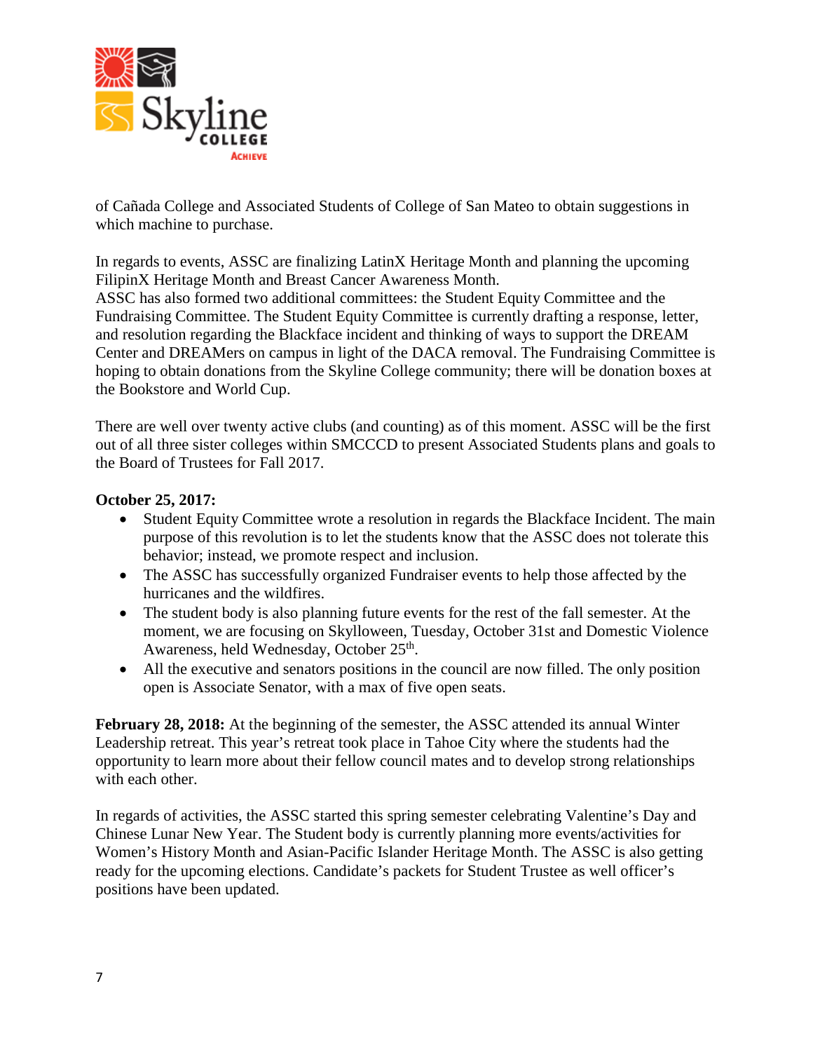of Cañada College and Associated Students of College of San Mateo to obtain suggestions in which machine to purchase.

In regards to events, ASSC are finalizing LatinX Heritage Month and planning the upcoming FilipinX Heritage Month and Breast Cancer Awareness Month.
ASSC has also formed two additional committees: the Student Equity Committee and the Fundraising Committee. The Student Equity Committee is currently drafting a response, letter, and resolution regarding the Blackface incident and thinking of ways to support the DREAM Center and DREAMers on campus in light of the DACA removal. The Fundraising Committee is hoping to obtain donations from the Skyline College community; there will be donation boxes at the Bookstore and World Cup.

There are well over twenty active clubs (and counting) as of this moment. ASSC will be the first out of all three sister colleges within SMCCCD to present Associated Students plans and goals to the Board of Trustees for Fall 2017.

**October 25, 2017:**

- Student Equity Committee wrote a resolution in regards the Blackface Incident. The main purpose of this revolution is to let the students know that the ASSC does not tolerate this behavior; instead, we promote respect and inclusion.
- The ASSC has successfully organized Fundraiser events to help those affected by the hurricanes and the wildfires.
- The student body is also planning future events for the rest of the fall semester. At the moment, we are focusing on Skylloween, Tuesday, October 31st and Domestic Violence Awareness, held Wednesday, October 25th.
- All the executive and senators positions in the council are now filled. The only position open is Associate Senator, with a max of five open seats.

**February 28, 2018:** At the beginning of the semester, the ASSC attended its annual Winter Leadership retreat. This year's retreat took place in Tahoe City where the students had the opportunity to learn more about their fellow council mates and to develop strong relationships with each other.

In regards of activities, the ASSC started this spring semester celebrating Valentine's Day and Chinese Lunar New Year. The Student body is currently planning more events/activities for Women's History Month and Asian-Pacific Islander Heritage Month. The ASSC is also getting ready for the upcoming elections. Candidate's packets for Student Trustee as well officer's positions have been updated.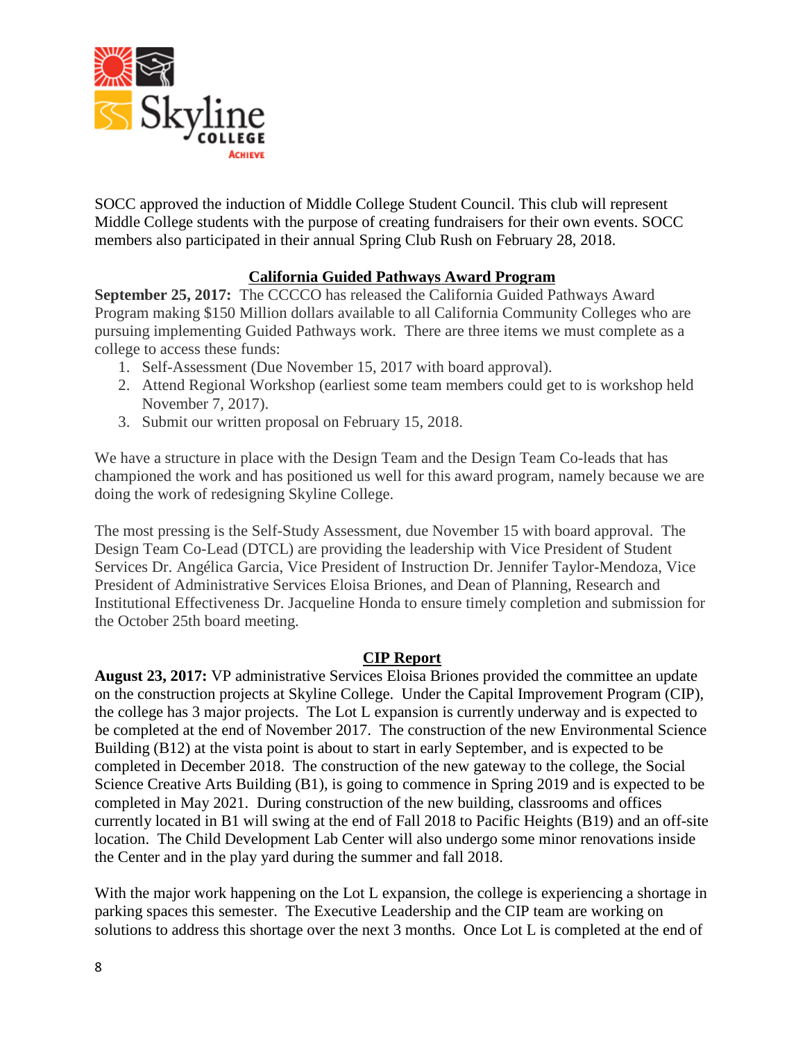SOCC approved the induction of Middle College Student Council. This club will represent Middle College students with the purpose of creating fundraisers for their own events. SOCC members also participated in their annual Spring Club Rush on February 28, 2018.

## California Guided Pathways Award Program

**September 25, 2017:** The CCCCO has released the California Guided Pathways Award Program making $150 Million dollars available to all California Community Colleges who are pursuing implementing Guided Pathways work. There are three items we must complete as a college to access these funds:

1. Self-Assessment (Due November 15, 2017 with board approval).
2. Attend Regional Workshop (earliest some team members could get to is workshop held November 7, 2017).
3. Submit our written proposal on February 15, 2018.

We have a structure in place with the Design Team and the Design Team Co-leads that has championed the work and has positioned us well for this award program, namely because we are doing the work of redesigning Skyline College.

The most pressing is the Self-Study Assessment, due November 15 with board approval. The Design Team Co-Lead (DTCL) are providing the leadership with Vice President of Student Services Dr. Angélica Garcia, Vice President of Instruction Dr. Jennifer Taylor-Mendoza, Vice President of Administrative Services Eloisa Briones, and Dean of Planning, Research and Institutional Effectiveness Dr. Jacqueline Honda to ensure timely completion and submission for the October 25th board meeting.

## CIP Report

**August 23, 2017:** VP administrative Services Eloisa Briones provided the committee an update on the construction projects at Skyline College. Under the Capital Improvement Program (CIP), the college has 3 major projects. The Lot L expansion is currently underway and is expected to be completed at the end of November 2017. The construction of the new Environmental Science Building (B12) at the vista point is about to start in early September, and is expected to be completed in December 2018. The construction of the new gateway to the college, the Social Science Creative Arts Building (B1), is going to commence in Spring 2019 and is expected to be completed in May 2021. During construction of the new building, classrooms and offices currently located in B1 will swing at the end of Fall 2018 to Pacific Heights (B19) and an off-site location. The Child Development Lab Center will also undergo some minor renovations inside the Center and in the play yard during the summer and fall 2018.

With the major work happening on the Lot L expansion, the college is experiencing a shortage in parking spaces this semester. The Executive Leadership and the CIP team are working on solutions to address this shortage over the next 3 months. Once Lot L is completed at the end of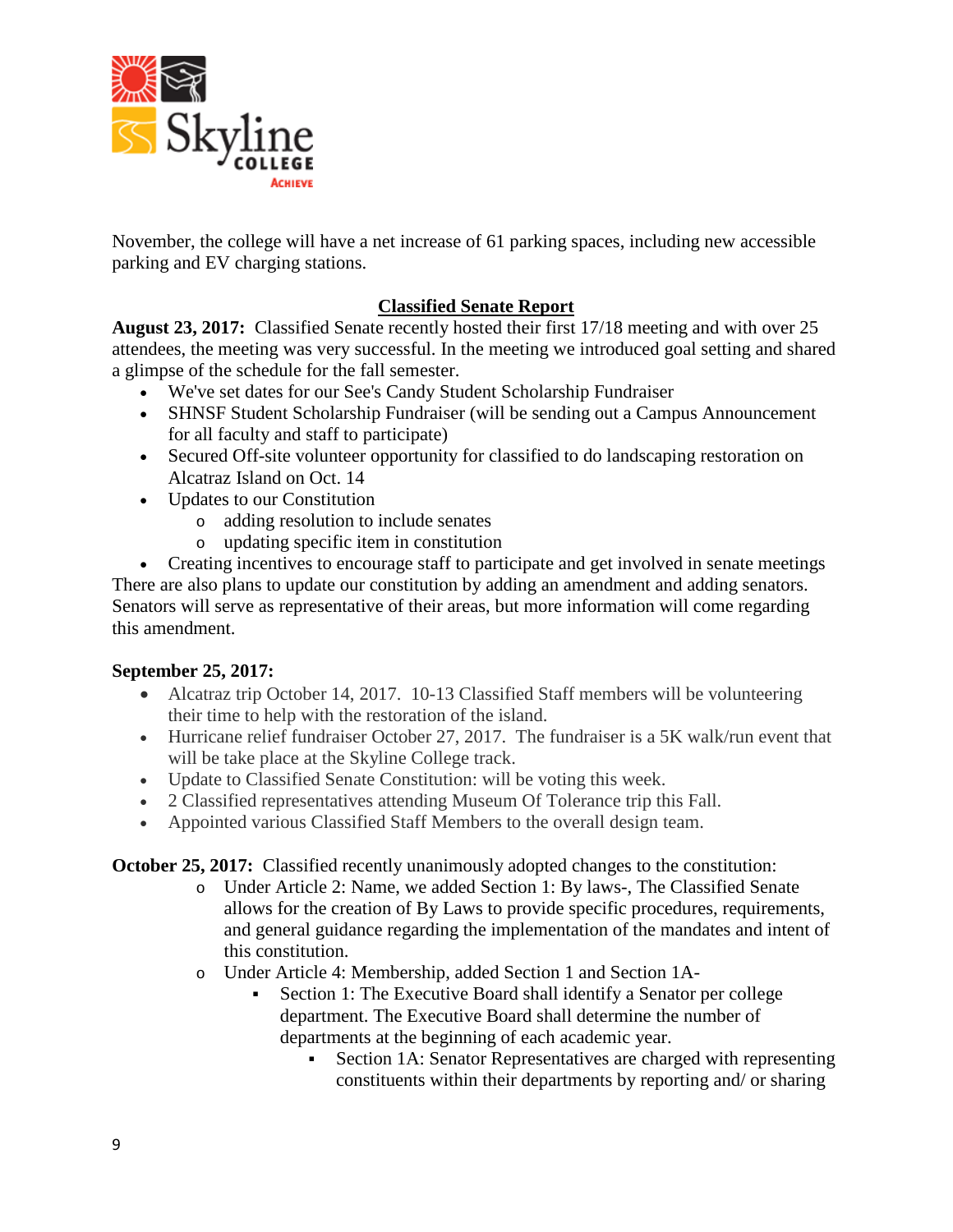November, the college will have a net increase of 61 parking spaces, including new accessible parking and EV charging stations.

## Classified Senate Report

**August 23, 2017:** Classified Senate recently hosted their first 17/18 meeting and with over 25 attendees, the meeting was very successful. In the meeting we introduced goal setting and shared a glimpse of the schedule for the fall semester.

- We've set dates for our See's Candy Student Scholarship Fundraiser
- SHNSF Student Scholarship Fundraiser (will be sending out a Campus Announcement for all faculty and staff to participate)
- Secured Off-site volunteer opportunity for classified to do landscaping restoration on Alcatraz Island on Oct. 14
- Updates to our Constitution
  - adding resolution to include senates
  - updating specific item in constitution
- Creating incentives to encourage staff to participate and get involved in senate meetings

There are also plans to update our constitution by adding an amendment and adding senators. Senators will serve as representative of their areas, but more information will come regarding this amendment.

**September 25, 2017:**

- Alcatraz trip October 14, 2017. 10-13 Classified Staff members will be volunteering their time to help with the restoration of the island.
- Hurricane relief fundraiser October 27, 2017. The fundraiser is a 5K walk/run event that will be take place at the Skyline College track.
- Update to Classified Senate Constitution: will be voting this week.
- 2 Classified representatives attending Museum Of Tolerance trip this Fall.
- Appointed various Classified Staff Members to the overall design team.

**October 25, 2017:** Classified recently unanimously adopted changes to the constitution:

- Under Article 2: Name, we added Section 1: By laws-, The Classified Senate allows for the creation of By Laws to provide specific procedures, requirements, and general guidance regarding the implementation of the mandates and intent of this constitution.
- Under Article 4: Membership, added Section 1 and Section 1A-
  - Section 1: The Executive Board shall identify a Senator per college department. The Executive Board shall determine the number of departments at the beginning of each academic year.
    - Section 1A: Senator Representatives are charged with representing constituents within their departments by reporting and/ or sharing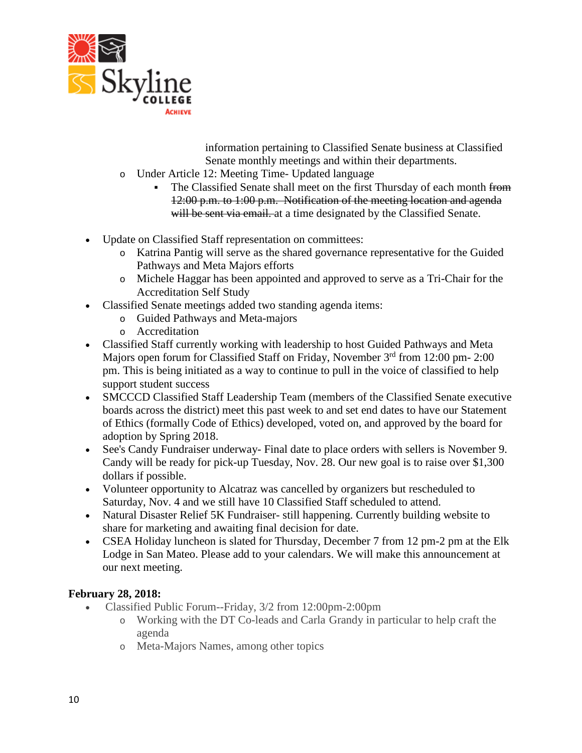information pertaining to Classified Senate business at Classified Senate monthly meetings and within their departments.

- Under Article 12: Meeting Time- Updated language
  - The Classified Senate shall meet on the first Thursday of each month ~~from 12:00 p.m. to 1:00 p.m. Notification of the meeting location and agenda will be sent via email.~~ at a time designated by the Classified Senate.

- Update on Classified Staff representation on committees:
  - Katrina Pantig will serve as the shared governance representative for the Guided Pathways and Meta Majors efforts
  - Michele Haggar has been appointed and approved to serve as a Tri-Chair for the Accreditation Self Study
- Classified Senate meetings added two standing agenda items:
  - Guided Pathways and Meta-majors
  - Accreditation
- Classified Staff currently working with leadership to host Guided Pathways and Meta Majors open forum for Classified Staff on Friday, November 3rd from 12:00 pm- 2:00 pm. This is being initiated as a way to continue to pull in the voice of classified to help support student success
- SMCCCD Classified Staff Leadership Team (members of the Classified Senate executive boards across the district) meet this past week to and set end dates to have our Statement of Ethics (formally Code of Ethics) developed, voted on, and approved by the board for adoption by Spring 2018.
- See's Candy Fundraiser underway- Final date to place orders with sellers is November 9. Candy will be ready for pick-up Tuesday, Nov. 28. Our new goal is to raise over $1,300 dollars if possible.
- Volunteer opportunity to Alcatraz was cancelled by organizers but rescheduled to Saturday, Nov. 4 and we still have 10 Classified Staff scheduled to attend.
- Natural Disaster Relief 5K Fundraiser- still happening. Currently building website to share for marketing and awaiting final decision for date.
- CSEA Holiday luncheon is slated for Thursday, December 7 from 12 pm-2 pm at the Elk Lodge in San Mateo. Please add to your calendars. We will make this announcement at our next meeting.

**February 28, 2018:**

- Classified Public Forum--Friday, 3/2 from 12:00pm-2:00pm
  - Working with the DT Co-leads and Carla Grandy in particular to help craft the agenda
  - Meta-Majors Names, among other topics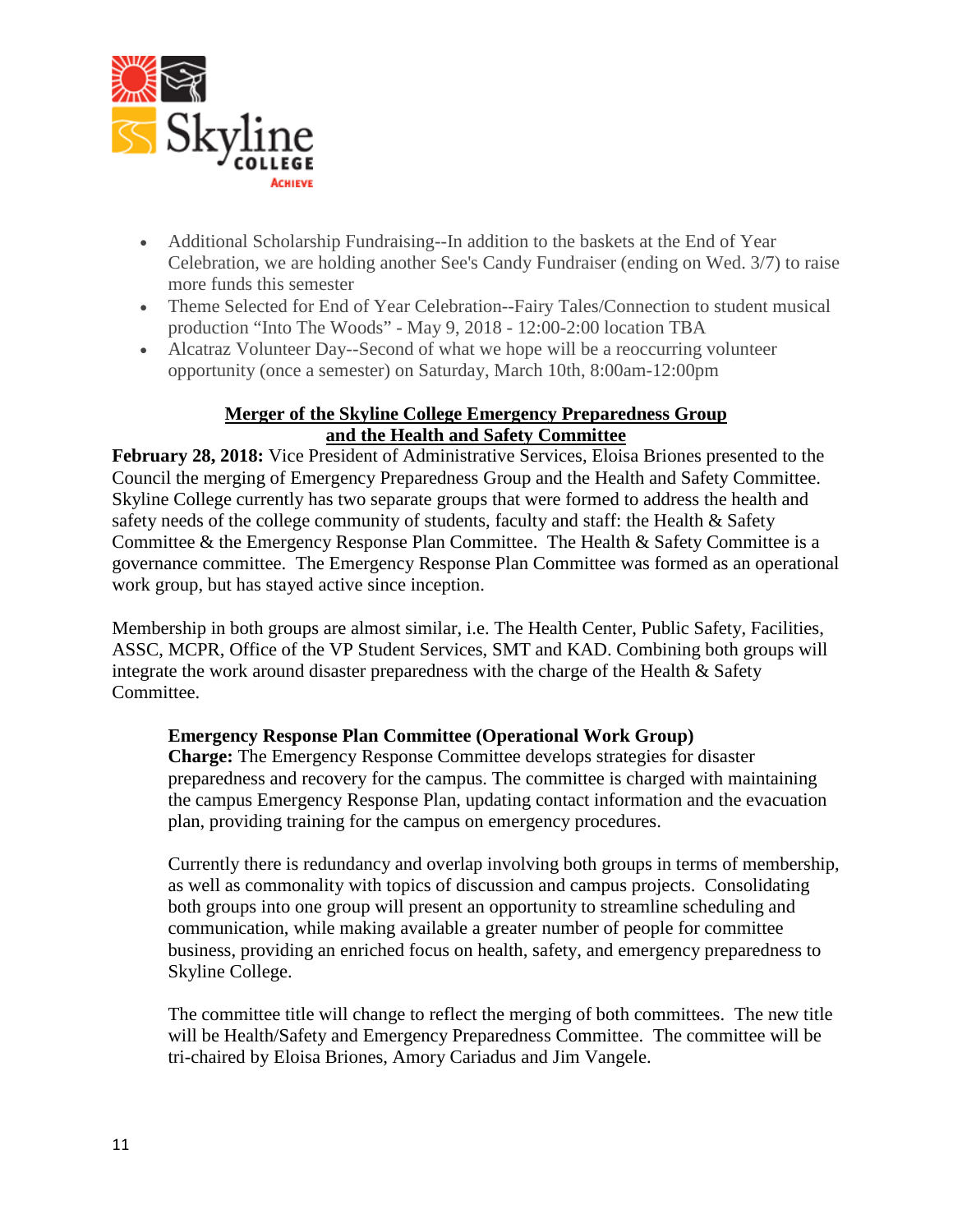- Additional Scholarship Fundraising--In addition to the baskets at the End of Year Celebration, we are holding another See's Candy Fundraiser (ending on Wed. 3/7) to raise more funds this semester
- Theme Selected for End of Year Celebration--Fairy Tales/Connection to student musical production "Into The Woods" - May 9, 2018 - 12:00-2:00 location TBA
- Alcatraz Volunteer Day--Second of what we hope will be a reoccurring volunteer opportunity (once a semester) on Saturday, March 10th, 8:00am-12:00pm

## Merger of the Skyline College Emergency Preparedness Group and the Health and Safety Committee

**February 28, 2018:** Vice President of Administrative Services, Eloisa Briones presented to the Council the merging of Emergency Preparedness Group and the Health and Safety Committee. Skyline College currently has two separate groups that were formed to address the health and safety needs of the college community of students, faculty and staff: the Health & Safety Committee & the Emergency Response Plan Committee. The Health & Safety Committee is a governance committee. The Emergency Response Plan Committee was formed as an operational work group, but has stayed active since inception.

Membership in both groups are almost similar, i.e. The Health Center, Public Safety, Facilities, ASSC, MCPR, Office of the VP Student Services, SMT and KAD. Combining both groups will integrate the work around disaster preparedness with the charge of the Health & Safety Committee.

**Emergency Response Plan Committee (Operational Work Group)**
**Charge:** The Emergency Response Committee develops strategies for disaster preparedness and recovery for the campus. The committee is charged with maintaining the campus Emergency Response Plan, updating contact information and the evacuation plan, providing training for the campus on emergency procedures.

Currently there is redundancy and overlap involving both groups in terms of membership, as well as commonality with topics of discussion and campus projects. Consolidating both groups into one group will present an opportunity to streamline scheduling and communication, while making available a greater number of people for committee business, providing an enriched focus on health, safety, and emergency preparedness to Skyline College.

The committee title will change to reflect the merging of both committees. The new title will be Health/Safety and Emergency Preparedness Committee. The committee will be tri-chaired by Eloisa Briones, Amory Cariadus and Jim Vangele.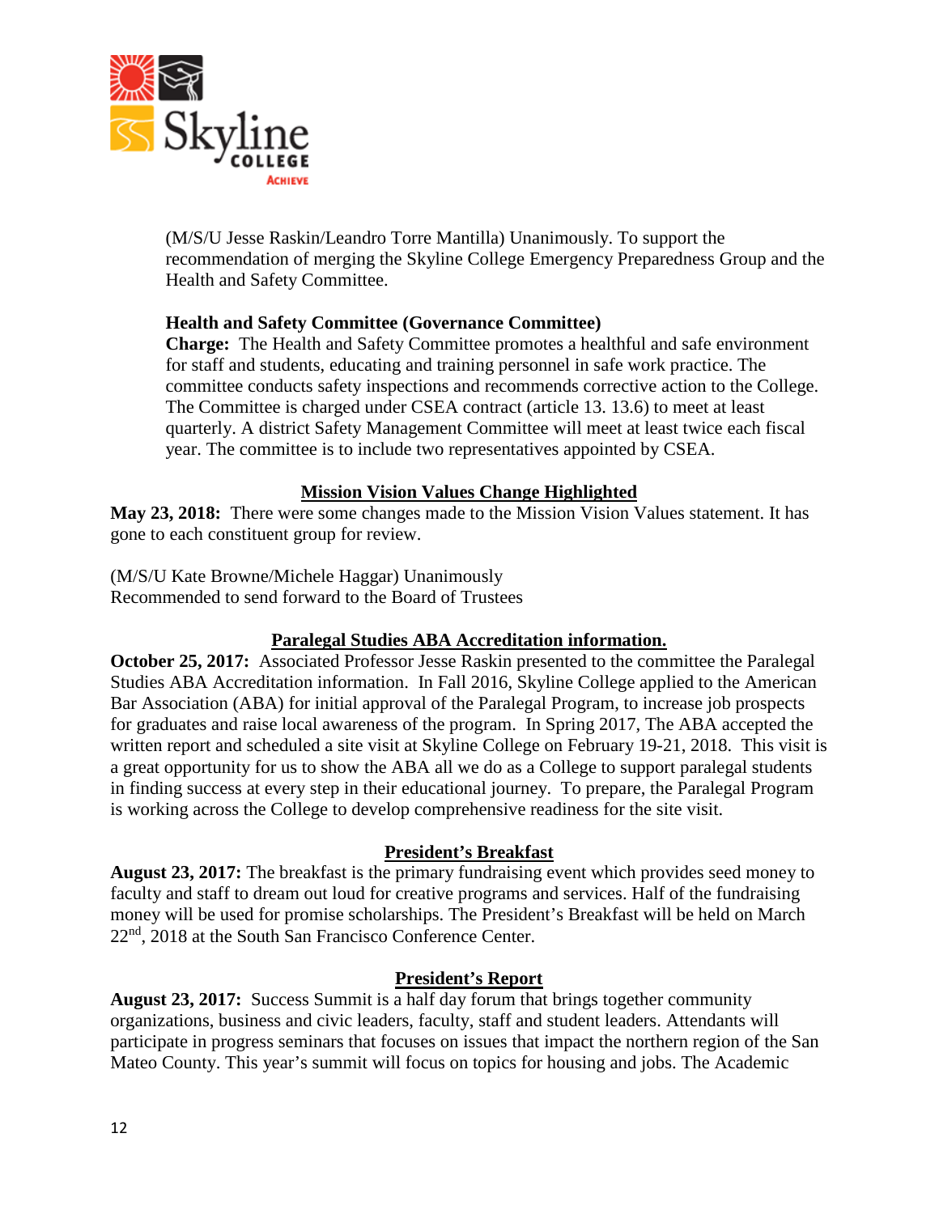(M/S/U Jesse Raskin/Leandro Torre Mantilla) Unanimously. To support the recommendation of merging the Skyline College Emergency Preparedness Group and the Health and Safety Committee.

**Health and Safety Committee (Governance Committee)**
**Charge:** The Health and Safety Committee promotes a healthful and safe environment for staff and students, educating and training personnel in safe work practice. The committee conducts safety inspections and recommends corrective action to the College. The Committee is charged under CSEA contract (article 13. 13.6) to meet at least quarterly. A district Safety Management Committee will meet at least twice each fiscal year. The committee is to include two representatives appointed by CSEA.

## Mission Vision Values Change Highlighted

**May 23, 2018:** There were some changes made to the Mission Vision Values statement. It has gone to each constituent group for review.

(M/S/U Kate Browne/Michele Haggar) Unanimously
Recommended to send forward to the Board of Trustees

## Paralegal Studies ABA Accreditation information.

**October 25, 2017:** Associated Professor Jesse Raskin presented to the committee the Paralegal Studies ABA Accreditation information. In Fall 2016, Skyline College applied to the American Bar Association (ABA) for initial approval of the Paralegal Program, to increase job prospects for graduates and raise local awareness of the program. In Spring 2017, The ABA accepted the written report and scheduled a site visit at Skyline College on February 19-21, 2018. This visit is a great opportunity for us to show the ABA all we do as a College to support paralegal students in finding success at every step in their educational journey. To prepare, the Paralegal Program is working across the College to develop comprehensive readiness for the site visit.

## President's Breakfast

**August 23, 2017:** The breakfast is the primary fundraising event which provides seed money to faculty and staff to dream out loud for creative programs and services. Half of the fundraising money will be used for promise scholarships. The President's Breakfast will be held on March 22nd, 2018 at the South San Francisco Conference Center.

## President's Report

**August 23, 2017:** Success Summit is a half day forum that brings together community organizations, business and civic leaders, faculty, staff and student leaders. Attendants will participate in progress seminars that focuses on issues that impact the northern region of the San Mateo County. This year's summit will focus on topics for housing and jobs. The Academic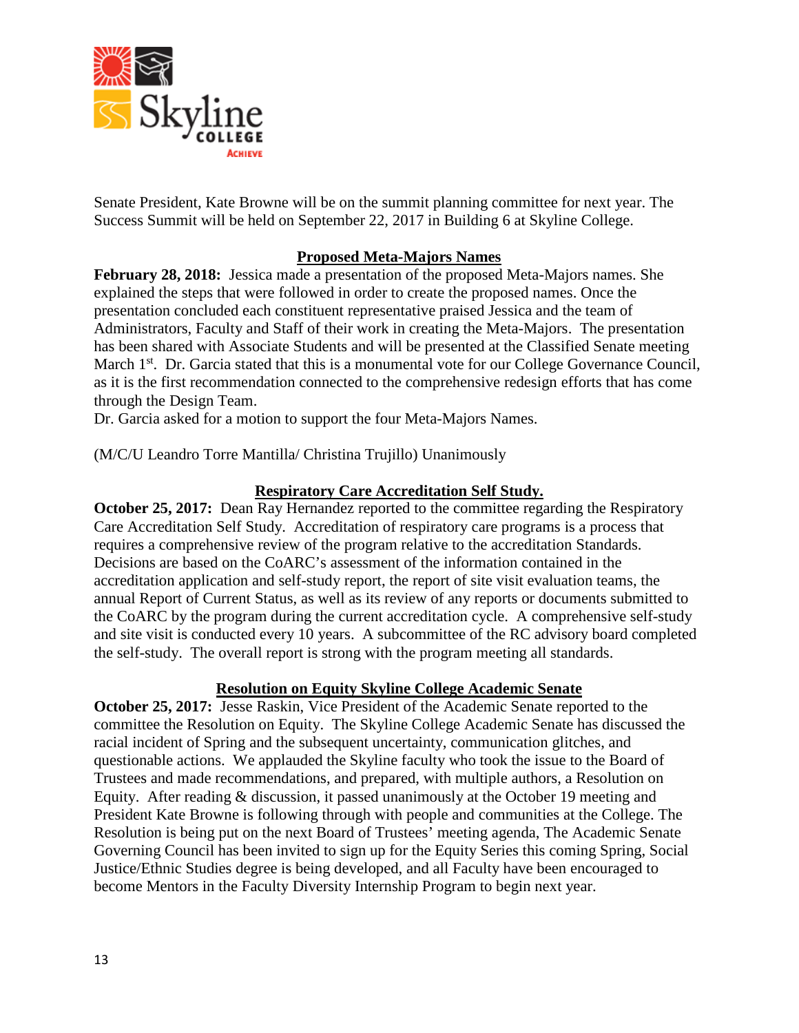Senate President, Kate Browne will be on the summit planning committee for next year. The Success Summit will be held on September 22, 2017 in Building 6 at Skyline College.

## Proposed Meta-Majors Names

**February 28, 2018:** Jessica made a presentation of the proposed Meta-Majors names. She explained the steps that were followed in order to create the proposed names. Once the presentation concluded each constituent representative praised Jessica and the team of Administrators, Faculty and Staff of their work in creating the Meta-Majors. The presentation has been shared with Associate Students and will be presented at the Classified Senate meeting March 1st. Dr. Garcia stated that this is a monumental vote for our College Governance Council, as it is the first recommendation connected to the comprehensive redesign efforts that has come through the Design Team.
Dr. Garcia asked for a motion to support the four Meta-Majors Names.

(M/C/U Leandro Torre Mantilla/ Christina Trujillo) Unanimously

## Respiratory Care Accreditation Self Study.

**October 25, 2017:** Dean Ray Hernandez reported to the committee regarding the Respiratory Care Accreditation Self Study. Accreditation of respiratory care programs is a process that requires a comprehensive review of the program relative to the accreditation Standards. Decisions are based on the CoARC's assessment of the information contained in the accreditation application and self-study report, the report of site visit evaluation teams, the annual Report of Current Status, as well as its review of any reports or documents submitted to the CoARC by the program during the current accreditation cycle. A comprehensive self-study and site visit is conducted every 10 years. A subcommittee of the RC advisory board completed the self-study. The overall report is strong with the program meeting all standards.

## Resolution on Equity Skyline College Academic Senate

**October 25, 2017:** Jesse Raskin, Vice President of the Academic Senate reported to the committee the Resolution on Equity. The Skyline College Academic Senate has discussed the racial incident of Spring and the subsequent uncertainty, communication glitches, and questionable actions. We applauded the Skyline faculty who took the issue to the Board of Trustees and made recommendations, and prepared, with multiple authors, a Resolution on Equity. After reading & discussion, it passed unanimously at the October 19 meeting and President Kate Browne is following through with people and communities at the College. The Resolution is being put on the next Board of Trustees' meeting agenda, The Academic Senate Governing Council has been invited to sign up for the Equity Series this coming Spring, Social Justice/Ethnic Studies degree is being developed, and all Faculty have been encouraged to become Mentors in the Faculty Diversity Internship Program to begin next year.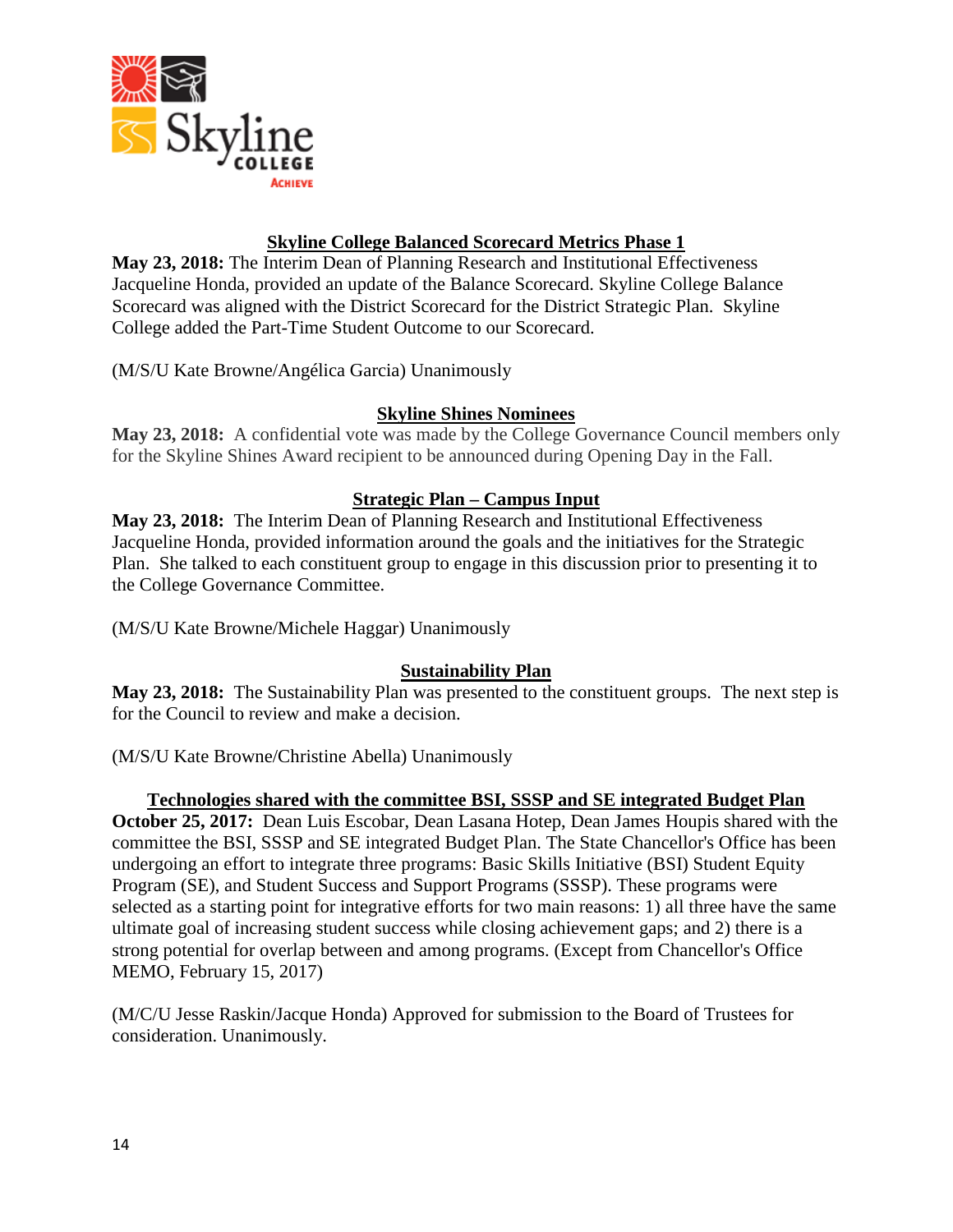## Skyline College Balanced Scorecard Metrics Phase 1

**May 23, 2018:** The Interim Dean of Planning Research and Institutional Effectiveness Jacqueline Honda, provided an update of the Balance Scorecard. Skyline College Balance Scorecard was aligned with the District Scorecard for the District Strategic Plan. Skyline College added the Part-Time Student Outcome to our Scorecard.

(M/S/U Kate Browne/Angélica Garcia) Unanimously

## Skyline Shines Nominees

**May 23, 2018:** A confidential vote was made by the College Governance Council members only for the Skyline Shines Award recipient to be announced during Opening Day in the Fall.

## Strategic Plan – Campus Input

**May 23, 2018:** The Interim Dean of Planning Research and Institutional Effectiveness Jacqueline Honda, provided information around the goals and the initiatives for the Strategic Plan. She talked to each constituent group to engage in this discussion prior to presenting it to the College Governance Committee.

(M/S/U Kate Browne/Michele Haggar) Unanimously

## Sustainability Plan

**May 23, 2018:** The Sustainability Plan was presented to the constituent groups. The next step is for the Council to review and make a decision.

(M/S/U Kate Browne/Christine Abella) Unanimously

## Technologies shared with the committee BSI, SSSP and SE integrated Budget Plan

**October 25, 2017:** Dean Luis Escobar, Dean Lasana Hotep, Dean James Houpis shared with the committee the BSI, SSSP and SE integrated Budget Plan. The State Chancellor's Office has been undergoing an effort to integrate three programs: Basic Skills Initiative (BSI) Student Equity Program (SE), and Student Success and Support Programs (SSSP). These programs were selected as a starting point for integrative efforts for two main reasons: 1) all three have the same ultimate goal of increasing student success while closing achievement gaps; and 2) there is a strong potential for overlap between and among programs. (Except from Chancellor's Office MEMO, February 15, 2017)

(M/C/U Jesse Raskin/Jacque Honda) Approved for submission to the Board of Trustees for consideration. Unanimously.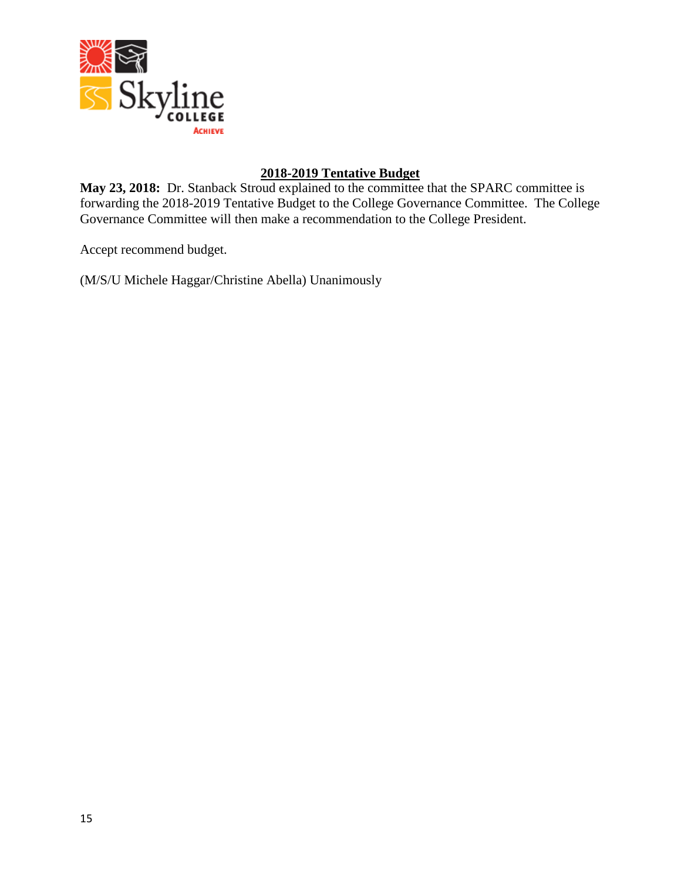## 2018-2019 Tentative Budget

**May 23, 2018:** Dr. Stanback Stroud explained to the committee that the SPARC committee is forwarding the 2018-2019 Tentative Budget to the College Governance Committee. The College Governance Committee will then make a recommendation to the College President.

Accept recommend budget.

(M/S/U Michele Haggar/Christine Abella) Unanimously